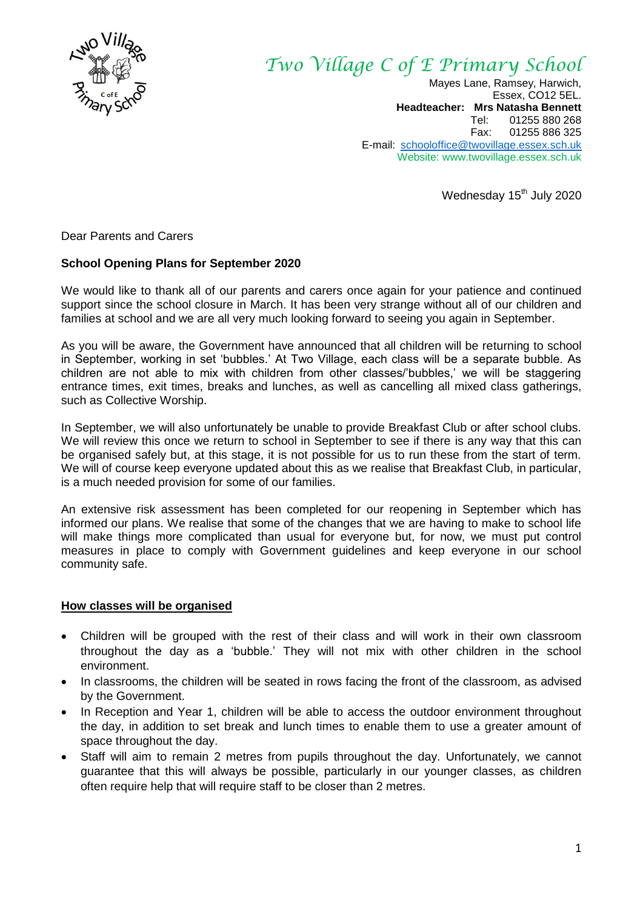# Two Village C of E Primary School

Mayes Lane, Ramsey, Harwich,
Essex, CO12 5EL.
**Headteacher: Mrs Natasha Bennett**
Tel: 01255 880 268
Fax: 01255 886 325
E-mail: schooloffice@twovillage.essex.sch.uk
Website: www.twovillage.essex.sch.uk

Wednesday 15th July 2020

Dear Parents and Carers

**School Opening Plans for September 2020**

We would like to thank all of our parents and carers once again for your patience and continued support since the school closure in March. It has been very strange without all of our children and families at school and we are all very much looking forward to seeing you again in September.

As you will be aware, the Government have announced that all children will be returning to school in September, working in set 'bubbles.' At Two Village, each class will be a separate bubble. As children are not able to mix with children from other classes/'bubbles,' we will be staggering entrance times, exit times, breaks and lunches, as well as cancelling all mixed class gatherings, such as Collective Worship.

In September, we will also unfortunately be unable to provide Breakfast Club or after school clubs. We will review this once we return to school in September to see if there is any way that this can be organised safely but, at this stage, it is not possible for us to run these from the start of term. We will of course keep everyone updated about this as we realise that Breakfast Club, in particular, is a much needed provision for some of our families.

An extensive risk assessment has been completed for our reopening in September which has informed our plans. We realise that some of the changes that we are having to make to school life will make things more complicated than usual for everyone but, for now, we must put control measures in place to comply with Government guidelines and keep everyone in our school community safe.

## How classes will be organised

- Children will be grouped with the rest of their class and will work in their own classroom throughout the day as a 'bubble.' They will not mix with other children in the school environment.
- In classrooms, the children will be seated in rows facing the front of the classroom, as advised by the Government.
- In Reception and Year 1, children will be able to access the outdoor environment throughout the day, in addition to set break and lunch times to enable them to use a greater amount of space throughout the day.
- Staff will aim to remain 2 metres from pupils throughout the day. Unfortunately, we cannot guarantee that this will always be possible, particularly in our younger classes, as children often require help that will require staff to be closer than 2 metres.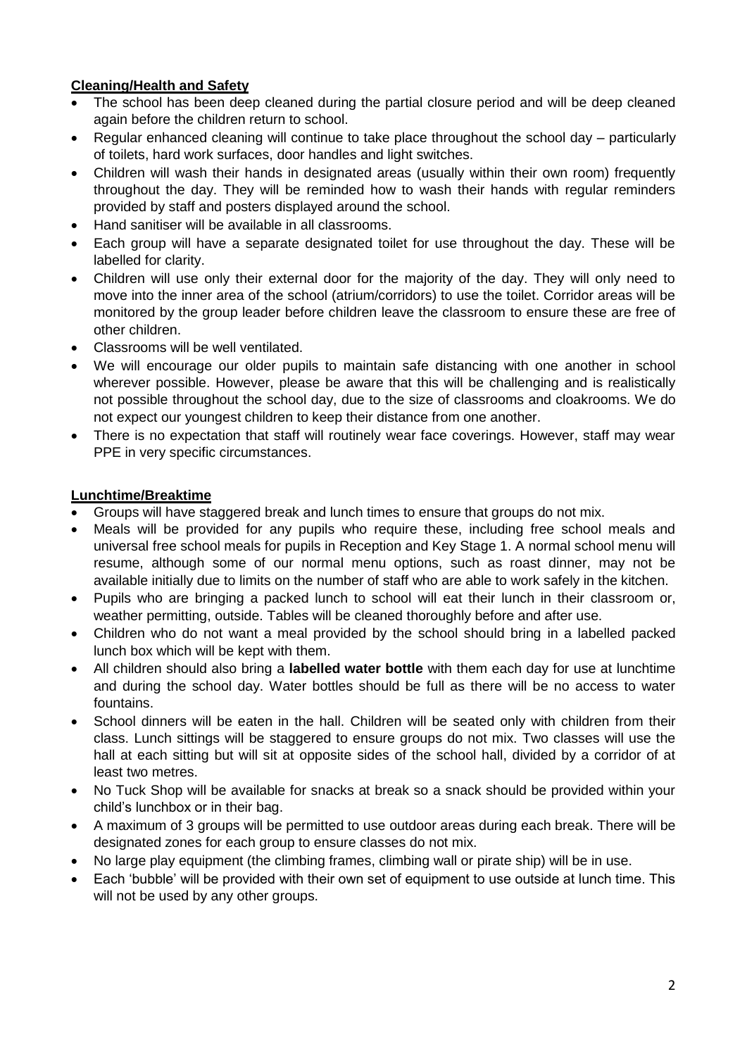**Cleaning/Health and Safety**

- The school has been deep cleaned during the partial closure period and will be deep cleaned again before the children return to school.
- Regular enhanced cleaning will continue to take place throughout the school day – particularly of toilets, hard work surfaces, door handles and light switches.
- Children will wash their hands in designated areas (usually within their own room) frequently throughout the day. They will be reminded how to wash their hands with regular reminders provided by staff and posters displayed around the school.
- Hand sanitiser will be available in all classrooms.
- Each group will have a separate designated toilet for use throughout the day. These will be labelled for clarity.
- Children will use only their external door for the majority of the day. They will only need to move into the inner area of the school (atrium/corridors) to use the toilet. Corridor areas will be monitored by the group leader before children leave the classroom to ensure these are free of other children.
- Classrooms will be well ventilated.
- We will encourage our older pupils to maintain safe distancing with one another in school wherever possible. However, please be aware that this will be challenging and is realistically not possible throughout the school day, due to the size of classrooms and cloakrooms. We do not expect our youngest children to keep their distance from one another.
- There is no expectation that staff will routinely wear face coverings. However, staff may wear PPE in very specific circumstances.

**Lunchtime/Breaktime**

- Groups will have staggered break and lunch times to ensure that groups do not mix.
- Meals will be provided for any pupils who require these, including free school meals and universal free school meals for pupils in Reception and Key Stage 1. A normal school menu will resume, although some of our normal menu options, such as roast dinner, may not be available initially due to limits on the number of staff who are able to work safely in the kitchen.
- Pupils who are bringing a packed lunch to school will eat their lunch in their classroom or, weather permitting, outside. Tables will be cleaned thoroughly before and after use.
- Children who do not want a meal provided by the school should bring in a labelled packed lunch box which will be kept with them.
- All children should also bring a **labelled water bottle** with them each day for use at lunchtime and during the school day. Water bottles should be full as there will be no access to water fountains.
- School dinners will be eaten in the hall. Children will be seated only with children from their class. Lunch sittings will be staggered to ensure groups do not mix. Two classes will use the hall at each sitting but will sit at opposite sides of the school hall, divided by a corridor of at least two metres.
- No Tuck Shop will be available for snacks at break so a snack should be provided within your child's lunchbox or in their bag.
- A maximum of 3 groups will be permitted to use outdoor areas during each break. There will be designated zones for each group to ensure classes do not mix.
- No large play equipment (the climbing frames, climbing wall or pirate ship) will be in use.
- Each 'bubble' will be provided with their own set of equipment to use outside at lunch time. This will not be used by any other groups.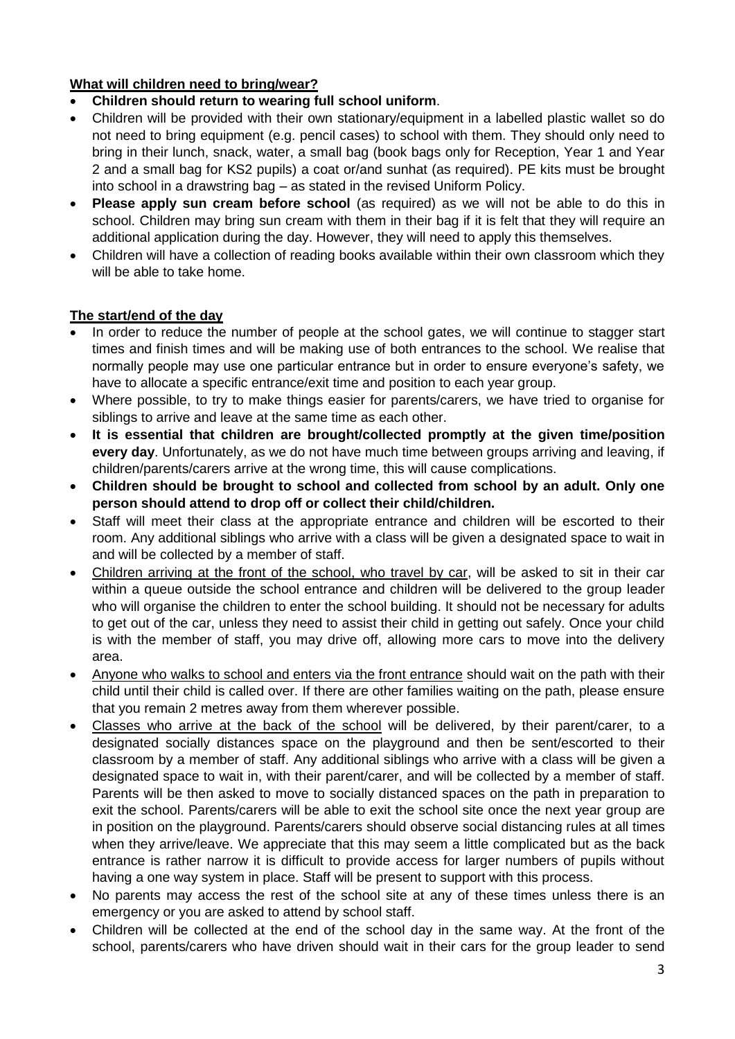**<u>What will children need to bring/wear?</u>**

- **Children should return to wearing full school uniform**.
- Children will be provided with their own stationary/equipment in a labelled plastic wallet so do not need to bring equipment (e.g. pencil cases) to school with them. They should only need to bring in their lunch, snack, water, a small bag (book bags only for Reception, Year 1 and Year 2 and a small bag for KS2 pupils) a coat or/and sunhat (as required). PE kits must be brought into school in a drawstring bag – as stated in the revised Uniform Policy.
- **Please apply sun cream before school** (as required) as we will not be able to do this in school. Children may bring sun cream with them in their bag if it is felt that they will require an additional application during the day. However, they will need to apply this themselves.
- Children will have a collection of reading books available within their own classroom which they will be able to take home.

**<u>The start/end of the day</u>**

- In order to reduce the number of people at the school gates, we will continue to stagger start times and finish times and will be making use of both entrances to the school. We realise that normally people may use one particular entrance but in order to ensure everyone's safety, we have to allocate a specific entrance/exit time and position to each year group.
- Where possible, to try to make things easier for parents/carers, we have tried to organise for siblings to arrive and leave at the same time as each other.
- **It is essential that children are brought/collected promptly at the given time/position every day**. Unfortunately, as we do not have much time between groups arriving and leaving, if children/parents/carers arrive at the wrong time, this will cause complications.
- **Children should be brought to school and collected from school by an adult. Only one person should attend to drop off or collect their child/children.**
- Staff will meet their class at the appropriate entrance and children will be escorted to their room. Any additional siblings who arrive with a class will be given a designated space to wait in and will be collected by a member of staff.
- <u>Children arriving at the front of the school, who travel by car</u>, will be asked to sit in their car within a queue outside the school entrance and children will be delivered to the group leader who will organise the children to enter the school building. It should not be necessary for adults to get out of the car, unless they need to assist their child in getting out safely. Once your child is with the member of staff, you may drive off, allowing more cars to move into the delivery area.
- <u>Anyone who walks to school and enters via the front entrance</u> should wait on the path with their child until their child is called over. If there are other families waiting on the path, please ensure that you remain 2 metres away from them wherever possible.
- <u>Classes who arrive at the back of the school</u> will be delivered, by their parent/carer, to a designated socially distances space on the playground and then be sent/escorted to their classroom by a member of staff. Any additional siblings who arrive with a class will be given a designated space to wait in, with their parent/carer, and will be collected by a member of staff. Parents will be then asked to move to socially distanced spaces on the path in preparation to exit the school. Parents/carers will be able to exit the school site once the next year group are in position on the playground. Parents/carers should observe social distancing rules at all times when they arrive/leave. We appreciate that this may seem a little complicated but as the back entrance is rather narrow it is difficult to provide access for larger numbers of pupils without having a one way system in place. Staff will be present to support with this process.
- No parents may access the rest of the school site at any of these times unless there is an emergency or you are asked to attend by school staff.
- Children will be collected at the end of the school day in the same way. At the front of the school, parents/carers who have driven should wait in their cars for the group leader to send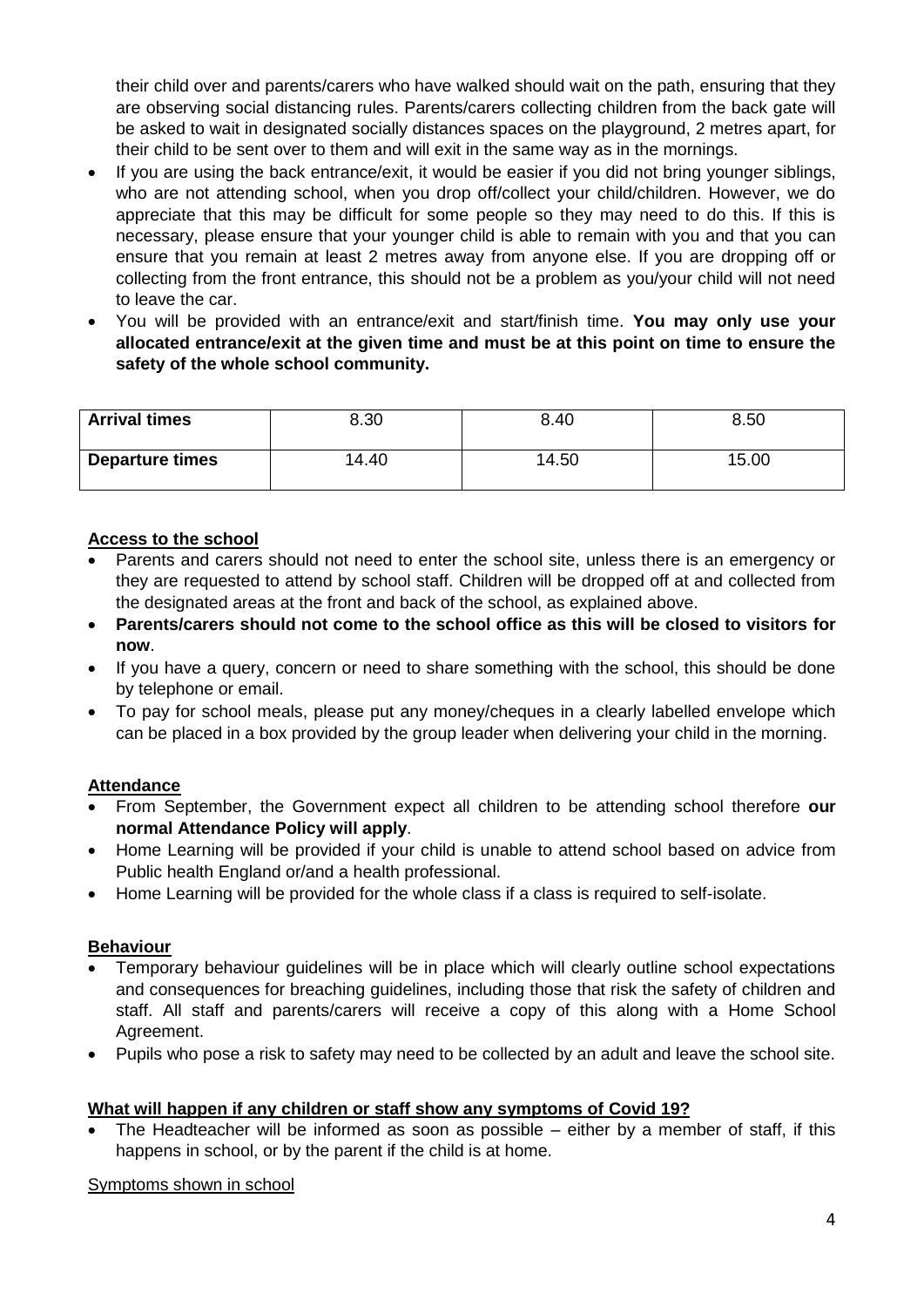their child over and parents/carers who have walked should wait on the path, ensuring that they are observing social distancing rules. Parents/carers collecting children from the back gate will be asked to wait in designated socially distances spaces on the playground, 2 metres apart, for their child to be sent over to them and will exit in the same way as in the mornings.

- If you are using the back entrance/exit, it would be easier if you did not bring younger siblings, who are not attending school, when you drop off/collect your child/children. However, we do appreciate that this may be difficult for some people so they may need to do this. If this is necessary, please ensure that your younger child is able to remain with you and that you can ensure that you remain at least 2 metres away from anyone else. If you are dropping off or collecting from the front entrance, this should not be a problem as you/your child will not need to leave the car.
- You will be provided with an entrance/exit and start/finish time. **You may only use your allocated entrance/exit at the given time and must be at this point on time to ensure the safety of the whole school community.**

| | | | |
|---|---|---|---|
| **Arrival times** | 8.30 | 8.40 | 8.50 |
| **Departure times** | 14.40 | 14.50 | 15.00 |

## Access to the school

- Parents and carers should not need to enter the school site, unless there is an emergency or they are requested to attend by school staff. Children will be dropped off at and collected from the designated areas at the front and back of the school, as explained above.
- **Parents/carers should not come to the school office as this will be closed to visitors for now**.
- If you have a query, concern or need to share something with the school, this should be done by telephone or email.
- To pay for school meals, please put any money/cheques in a clearly labelled envelope which can be placed in a box provided by the group leader when delivering your child in the morning.

## Attendance

- From September, the Government expect all children to be attending school therefore **our normal Attendance Policy will apply**.
- Home Learning will be provided if your child is unable to attend school based on advice from Public health England or/and a health professional.
- Home Learning will be provided for the whole class if a class is required to self-isolate.

## Behaviour

- Temporary behaviour guidelines will be in place which will clearly outline school expectations and consequences for breaching guidelines, including those that risk the safety of children and staff. All staff and parents/carers will receive a copy of this along with a Home School Agreement.
- Pupils who pose a risk to safety may need to be collected by an adult and leave the school site.

## What will happen if any children or staff show any symptoms of Covid 19?

- The Headteacher will be informed as soon as possible – either by a member of staff, if this happens in school, or by the parent if the child is at home.

### Symptoms shown in school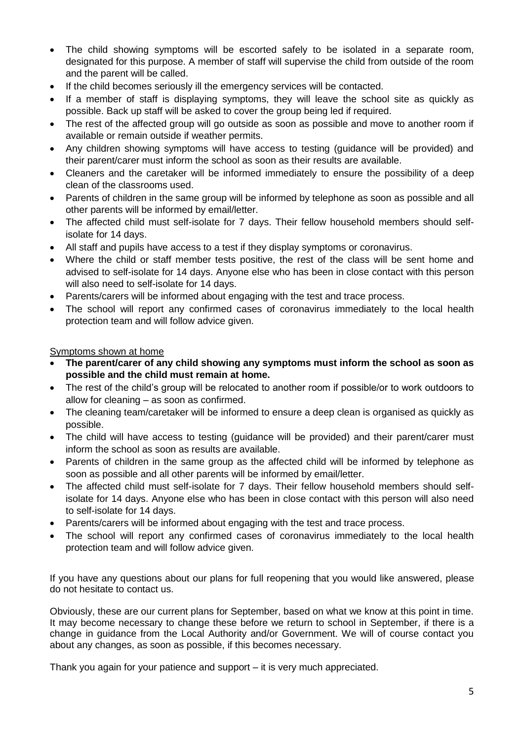- The child showing symptoms will be escorted safely to be isolated in a separate room, designated for this purpose. A member of staff will supervise the child from outside of the room and the parent will be called.
- If the child becomes seriously ill the emergency services will be contacted.
- If a member of staff is displaying symptoms, they will leave the school site as quickly as possible. Back up staff will be asked to cover the group being led if required.
- The rest of the affected group will go outside as soon as possible and move to another room if available or remain outside if weather permits.
- Any children showing symptoms will have access to testing (guidance will be provided) and their parent/carer must inform the school as soon as their results are available.
- Cleaners and the caretaker will be informed immediately to ensure the possibility of a deep clean of the classrooms used.
- Parents of children in the same group will be informed by telephone as soon as possible and all other parents will be informed by email/letter.
- The affected child must self-isolate for 7 days. Their fellow household members should self-isolate for 14 days.
- All staff and pupils have access to a test if they display symptoms or coronavirus.
- Where the child or staff member tests positive, the rest of the class will be sent home and advised to self-isolate for 14 days. Anyone else who has been in close contact with this person will also need to self-isolate for 14 days.
- Parents/carers will be informed about engaging with the test and trace process.
- The school will report any confirmed cases of coronavirus immediately to the local health protection team and will follow advice given.

Symptoms shown at home

- **The parent/carer of any child showing any symptoms must inform the school as soon as possible and the child must remain at home.**
- The rest of the child's group will be relocated to another room if possible/or to work outdoors to allow for cleaning – as soon as confirmed.
- The cleaning team/caretaker will be informed to ensure a deep clean is organised as quickly as possible.
- The child will have access to testing (guidance will be provided) and their parent/carer must inform the school as soon as results are available.
- Parents of children in the same group as the affected child will be informed by telephone as soon as possible and all other parents will be informed by email/letter.
- The affected child must self-isolate for 7 days. Their fellow household members should self-isolate for 14 days. Anyone else who has been in close contact with this person will also need to self-isolate for 14 days.
- Parents/carers will be informed about engaging with the test and trace process.
- The school will report any confirmed cases of coronavirus immediately to the local health protection team and will follow advice given.

If you have any questions about our plans for full reopening that you would like answered, please do not hesitate to contact us.

Obviously, these are our current plans for September, based on what we know at this point in time. It may become necessary to change these before we return to school in September, if there is a change in guidance from the Local Authority and/or Government. We will of course contact you about any changes, as soon as possible, if this becomes necessary.

Thank you again for your patience and support – it is very much appreciated.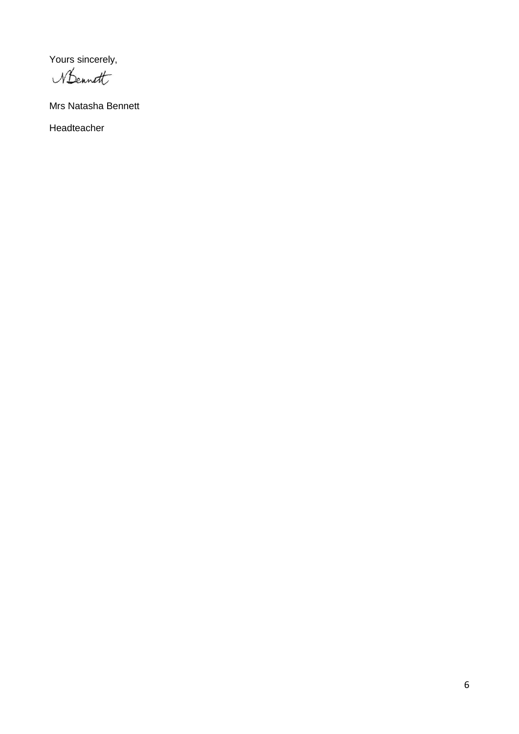Yours sincerely,

N Bennett

Mrs Natasha Bennett

Headteacher